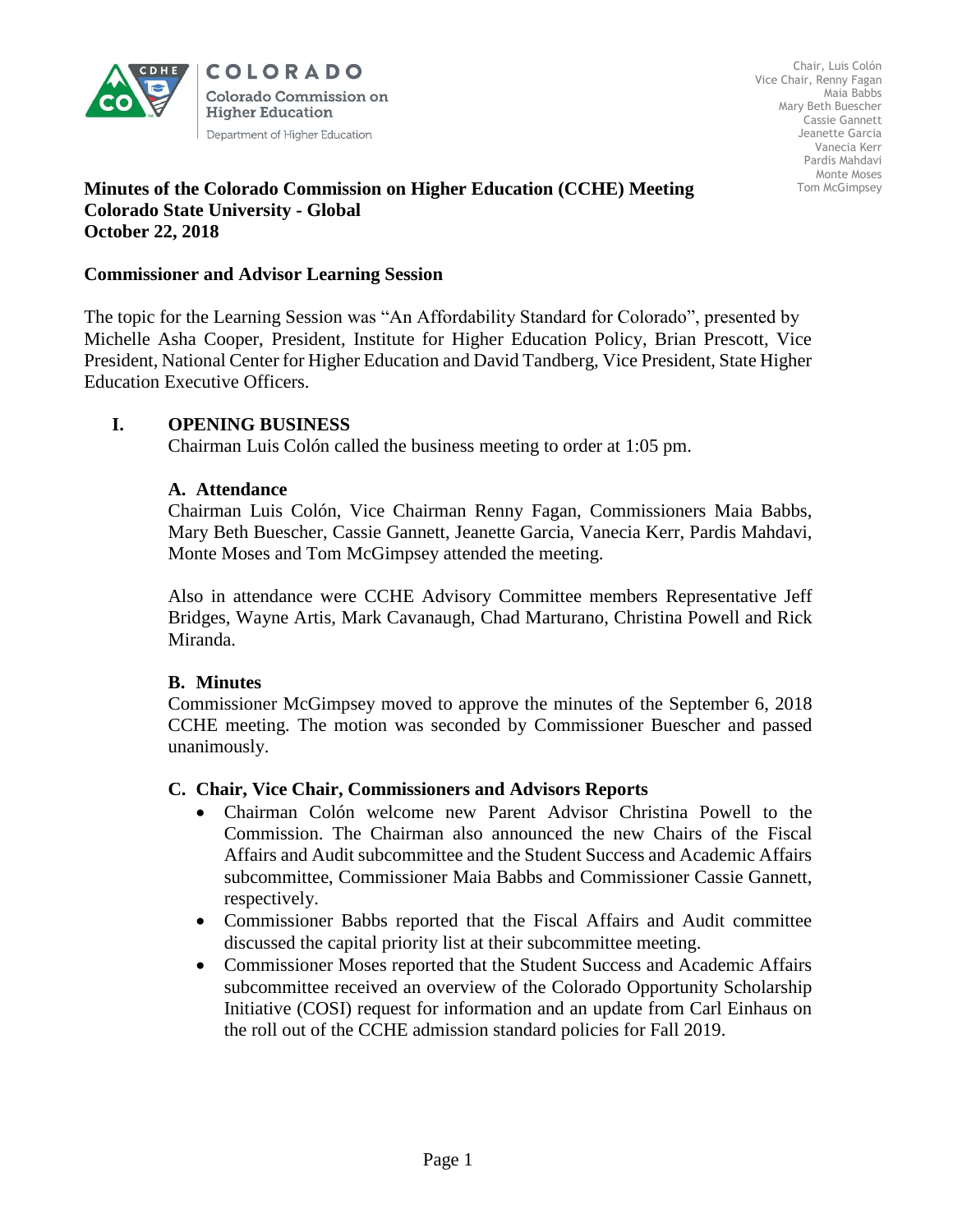COLORADO
Colorado Commission on Higher Education
Department of Higher Education

Chair, Luis Colón
Vice Chair, Renny Fagan
Maia Babbs
Mary Beth Buescher
Cassie Gannett
Jeanette Garcia
Vanecia Kerr
Pardis Mahdavi
Monte Moses
Tom McGimpsey

**Minutes of the Colorado Commission on Higher Education (CCHE) Meeting**
**Colorado State University - Global**
**October 22, 2018**

## Commissioner and Advisor Learning Session

The topic for the Learning Session was "An Affordability Standard for Colorado", presented by Michelle Asha Cooper, President, Institute for Higher Education Policy, Brian Prescott, Vice President, National Center for Higher Education and David Tandberg, Vice President, State Higher Education Executive Officers.

## I. OPENING BUSINESS

Chairman Luis Colón called the business meeting to order at 1:05 pm.

### A. Attendance

Chairman Luis Colón, Vice Chairman Renny Fagan, Commissioners Maia Babbs, Mary Beth Buescher, Cassie Gannett, Jeanette Garcia, Vanecia Kerr, Pardis Mahdavi, Monte Moses and Tom McGimpsey attended the meeting.

Also in attendance were CCHE Advisory Committee members Representative Jeff Bridges, Wayne Artis, Mark Cavanaugh, Chad Marturano, Christina Powell and Rick Miranda.

### B. Minutes

Commissioner McGimpsey moved to approve the minutes of the September 6, 2018 CCHE meeting. The motion was seconded by Commissioner Buescher and passed unanimously.

### C. Chair, Vice Chair, Commissioners and Advisors Reports

- Chairman Colón welcome new Parent Advisor Christina Powell to the Commission. The Chairman also announced the new Chairs of the Fiscal Affairs and Audit subcommittee and the Student Success and Academic Affairs subcommittee, Commissioner Maia Babbs and Commissioner Cassie Gannett, respectively.
- Commissioner Babbs reported that the Fiscal Affairs and Audit committee discussed the capital priority list at their subcommittee meeting.
- Commissioner Moses reported that the Student Success and Academic Affairs subcommittee received an overview of the Colorado Opportunity Scholarship Initiative (COSI) request for information and an update from Carl Einhaus on the roll out of the CCHE admission standard policies for Fall 2019.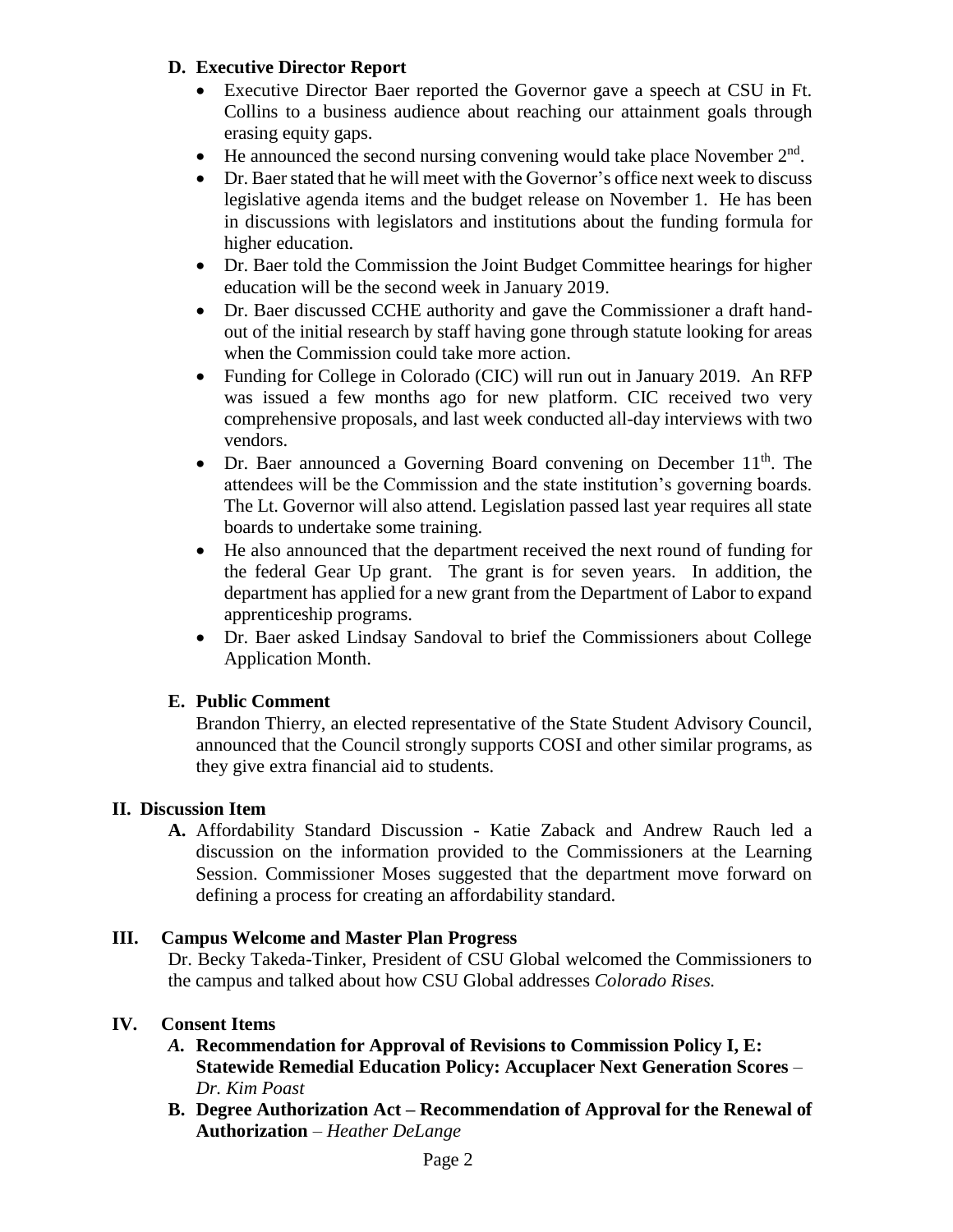### D. Executive Director Report

- Executive Director Baer reported the Governor gave a speech at CSU in Ft. Collins to a business audience about reaching our attainment goals through erasing equity gaps.
- He announced the second nursing convening would take place November 2nd.
- Dr. Baer stated that he will meet with the Governor's office next week to discuss legislative agenda items and the budget release on November 1. He has been in discussions with legislators and institutions about the funding formula for higher education.
- Dr. Baer told the Commission the Joint Budget Committee hearings for higher education will be the second week in January 2019.
- Dr. Baer discussed CCHE authority and gave the Commissioner a draft hand-out of the initial research by staff having gone through statute looking for areas when the Commission could take more action.
- Funding for College in Colorado (CIC) will run out in January 2019. An RFP was issued a few months ago for new platform. CIC received two very comprehensive proposals, and last week conducted all-day interviews with two vendors.
- Dr. Baer announced a Governing Board convening on December 11th. The attendees will be the Commission and the state institution's governing boards. The Lt. Governor will also attend. Legislation passed last year requires all state boards to undertake some training.
- He also announced that the department received the next round of funding for the federal Gear Up grant. The grant is for seven years. In addition, the department has applied for a new grant from the Department of Labor to expand apprenticeship programs.
- Dr. Baer asked Lindsay Sandoval to brief the Commissioners about College Application Month.

### E. Public Comment

Brandon Thierry, an elected representative of the State Student Advisory Council, announced that the Council strongly supports COSI and other similar programs, as they give extra financial aid to students.

## II. Discussion Item

**A.** Affordability Standard Discussion - Katie Zaback and Andrew Rauch led a discussion on the information provided to the Commissioners at the Learning Session. Commissioner Moses suggested that the department move forward on defining a process for creating an affordability standard.

## III. Campus Welcome and Master Plan Progress

Dr. Becky Takeda-Tinker, President of CSU Global welcomed the Commissioners to the campus and talked about how CSU Global addresses *Colorado Rises.*

## IV. Consent Items

***A.*** **Recommendation for Approval of Revisions to Commission Policy I, E: Statewide Remedial Education Policy: Accuplacer Next Generation Scores** – *Dr. Kim Poast*

**B. Degree Authorization Act – Recommendation of Approval for the Renewal of Authorization** – *Heather DeLange*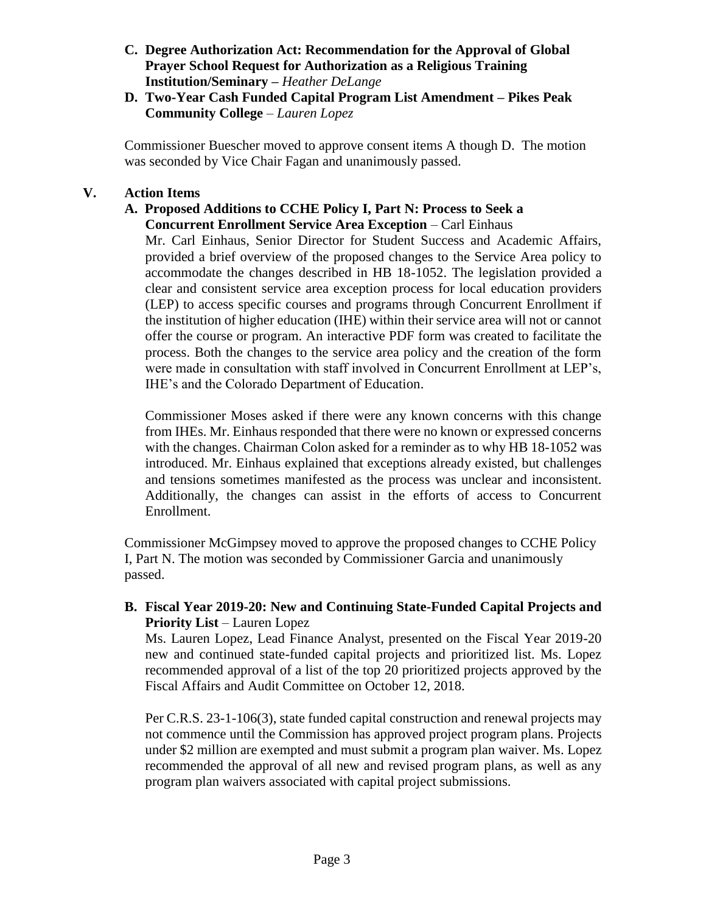**C. Degree Authorization Act: Recommendation for the Approval of Global Prayer School Request for Authorization as a Religious Training Institution/Seminary –** *Heather DeLange*

**D. Two-Year Cash Funded Capital Program List Amendment – Pikes Peak Community College** – *Lauren Lopez*

Commissioner Buescher moved to approve consent items A though D. The motion was seconded by Vice Chair Fagan and unanimously passed.

## V. Action Items

**A. Proposed Additions to CCHE Policy I, Part N: Process to Seek a Concurrent Enrollment Service Area Exception** – Carl Einhaus

Mr. Carl Einhaus, Senior Director for Student Success and Academic Affairs, provided a brief overview of the proposed changes to the Service Area policy to accommodate the changes described in HB 18-1052. The legislation provided a clear and consistent service area exception process for local education providers (LEP) to access specific courses and programs through Concurrent Enrollment if the institution of higher education (IHE) within their service area will not or cannot offer the course or program. An interactive PDF form was created to facilitate the process. Both the changes to the service area policy and the creation of the form were made in consultation with staff involved in Concurrent Enrollment at LEP's, IHE's and the Colorado Department of Education.

Commissioner Moses asked if there were any known concerns with this change from IHEs. Mr. Einhaus responded that there were no known or expressed concerns with the changes. Chairman Colon asked for a reminder as to why HB 18-1052 was introduced. Mr. Einhaus explained that exceptions already existed, but challenges and tensions sometimes manifested as the process was unclear and inconsistent. Additionally, the changes can assist in the efforts of access to Concurrent Enrollment.

Commissioner McGimpsey moved to approve the proposed changes to CCHE Policy I, Part N. The motion was seconded by Commissioner Garcia and unanimously passed.

**B. Fiscal Year 2019-20: New and Continuing State-Funded Capital Projects and Priority List** – Lauren Lopez

Ms. Lauren Lopez, Lead Finance Analyst, presented on the Fiscal Year 2019-20 new and continued state-funded capital projects and prioritized list. Ms. Lopez recommended approval of a list of the top 20 prioritized projects approved by the Fiscal Affairs and Audit Committee on October 12, 2018.

Per C.R.S. 23-1-106(3), state funded capital construction and renewal projects may not commence until the Commission has approved project program plans. Projects under $2 million are exempted and must submit a program plan waiver. Ms. Lopez recommended the approval of all new and revised program plans, as well as any program plan waivers associated with capital project submissions.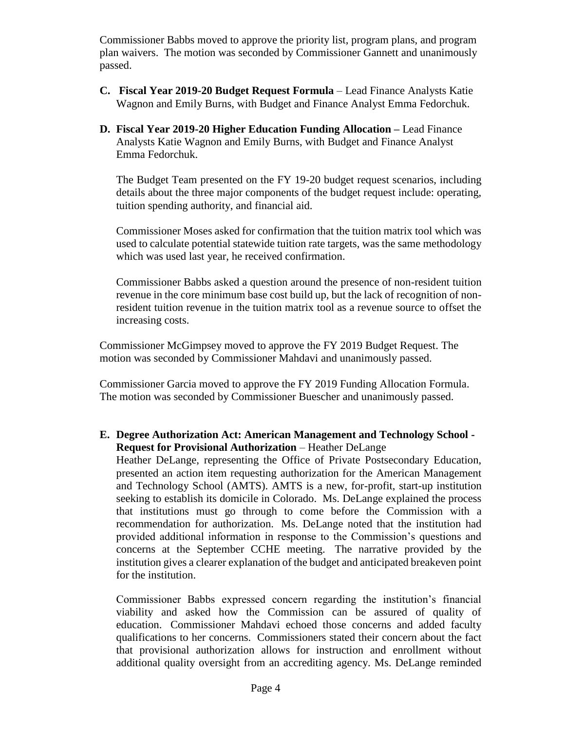Commissioner Babbs moved to approve the priority list, program plans, and program plan waivers. The motion was seconded by Commissioner Gannett and unanimously passed.

**C. Fiscal Year 2019-20 Budget Request Formula** – Lead Finance Analysts Katie Wagnon and Emily Burns, with Budget and Finance Analyst Emma Fedorchuk.

**D. Fiscal Year 2019-20 Higher Education Funding Allocation –** Lead Finance Analysts Katie Wagnon and Emily Burns, with Budget and Finance Analyst Emma Fedorchuk.

The Budget Team presented on the FY 19-20 budget request scenarios, including details about the three major components of the budget request include: operating, tuition spending authority, and financial aid.

Commissioner Moses asked for confirmation that the tuition matrix tool which was used to calculate potential statewide tuition rate targets, was the same methodology which was used last year, he received confirmation.

Commissioner Babbs asked a question around the presence of non-resident tuition revenue in the core minimum base cost build up, but the lack of recognition of non-resident tuition revenue in the tuition matrix tool as a revenue source to offset the increasing costs.

Commissioner McGimpsey moved to approve the FY 2019 Budget Request. The motion was seconded by Commissioner Mahdavi and unanimously passed.

Commissioner Garcia moved to approve the FY 2019 Funding Allocation Formula. The motion was seconded by Commissioner Buescher and unanimously passed.

**E. Degree Authorization Act: American Management and Technology School - Request for Provisional Authorization** – Heather DeLange

Heather DeLange, representing the Office of Private Postsecondary Education, presented an action item requesting authorization for the American Management and Technology School (AMTS). AMTS is a new, for-profit, start-up institution seeking to establish its domicile in Colorado. Ms. DeLange explained the process that institutions must go through to come before the Commission with a recommendation for authorization. Ms. DeLange noted that the institution had provided additional information in response to the Commission's questions and concerns at the September CCHE meeting. The narrative provided by the institution gives a clearer explanation of the budget and anticipated breakeven point for the institution.

Commissioner Babbs expressed concern regarding the institution's financial viability and asked how the Commission can be assured of quality of education. Commissioner Mahdavi echoed those concerns and added faculty qualifications to her concerns. Commissioners stated their concern about the fact that provisional authorization allows for instruction and enrollment without additional quality oversight from an accrediting agency. Ms. DeLange reminded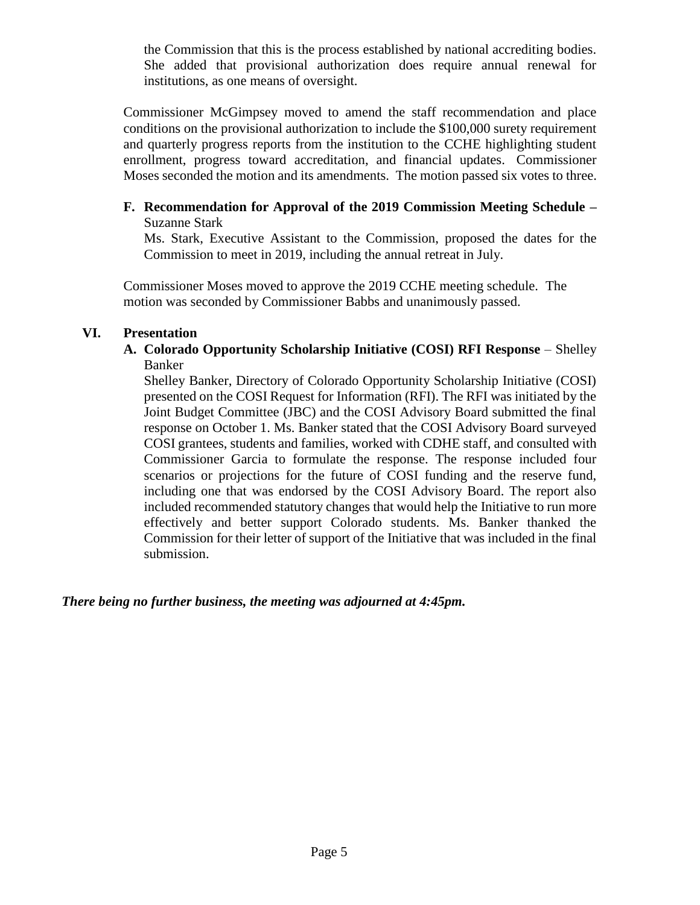the Commission that this is the process established by national accrediting bodies. She added that provisional authorization does require annual renewal for institutions, as one means of oversight.

Commissioner McGimpsey moved to amend the staff recommendation and place conditions on the provisional authorization to include the $100,000 surety requirement and quarterly progress reports from the institution to the CCHE highlighting student enrollment, progress toward accreditation, and financial updates. Commissioner Moses seconded the motion and its amendments. The motion passed six votes to three.

**F. Recommendation for Approval of the 2019 Commission Meeting Schedule –** Suzanne Stark

Ms. Stark, Executive Assistant to the Commission, proposed the dates for the Commission to meet in 2019, including the annual retreat in July.

Commissioner Moses moved to approve the 2019 CCHE meeting schedule. The motion was seconded by Commissioner Babbs and unanimously passed.

## VI. Presentation

**A. Colorado Opportunity Scholarship Initiative (COSI) RFI Response** – Shelley Banker

Shelley Banker, Directory of Colorado Opportunity Scholarship Initiative (COSI) presented on the COSI Request for Information (RFI). The RFI was initiated by the Joint Budget Committee (JBC) and the COSI Advisory Board submitted the final response on October 1. Ms. Banker stated that the COSI Advisory Board surveyed COSI grantees, students and families, worked with CDHE staff, and consulted with Commissioner Garcia to formulate the response. The response included four scenarios or projections for the future of COSI funding and the reserve fund, including one that was endorsed by the COSI Advisory Board. The report also included recommended statutory changes that would help the Initiative to run more effectively and better support Colorado students. Ms. Banker thanked the Commission for their letter of support of the Initiative that was included in the final submission.

***There being no further business, the meeting was adjourned at 4:45pm.***